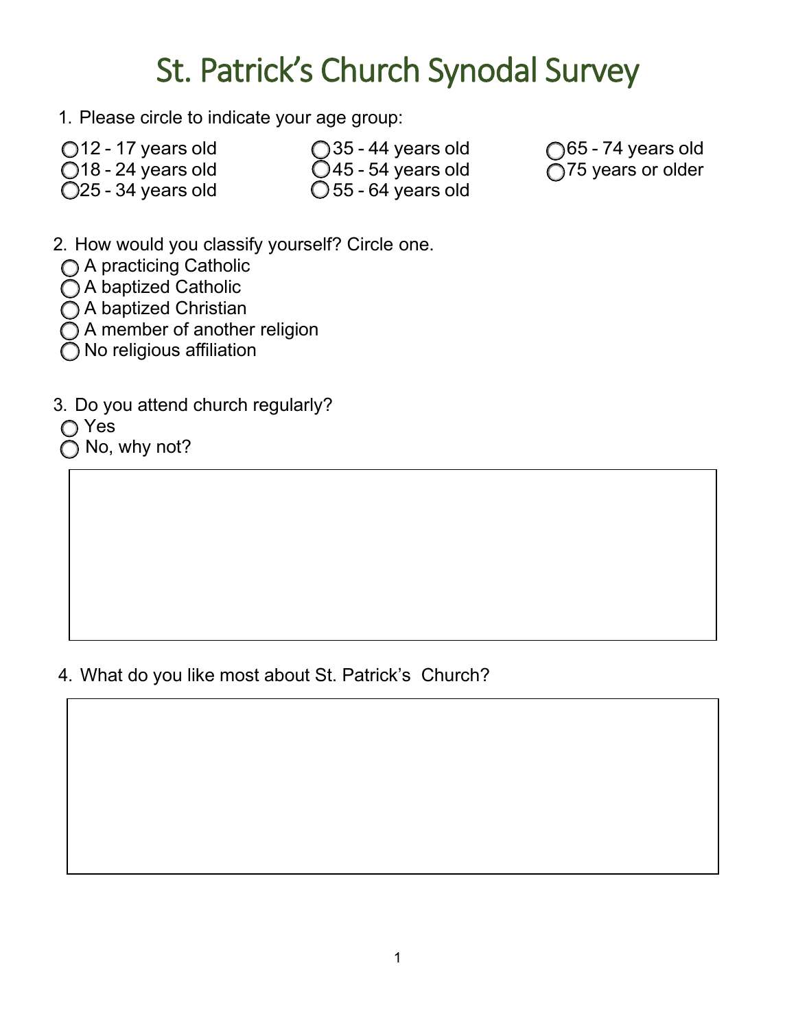# St. Patrick's Church Synodal Survey

1. Please circle to indicate your age group:

- ◯ 12 - 17 years old
- ◯ 18 - 24 years old
- ◯ 25 - 34 years old
- ◯ 35 - 44 years old
- ◯ 45 - 54 years old
- ◯ 55 - 64 years old
- ◯ 65 - 74 years old
- ◯ 75 years or older

2. How would you classify yourself? Circle one.

- ◯ A practicing Catholic
- ◯ A baptized Catholic
- ◯ A baptized Christian
- ◯ A member of another religion
- ◯ No religious affiliation

3. Do you attend church regularly?

- ◯ Yes
- ◯ No, why not?

4. What do you like most about St. Patrick's Church?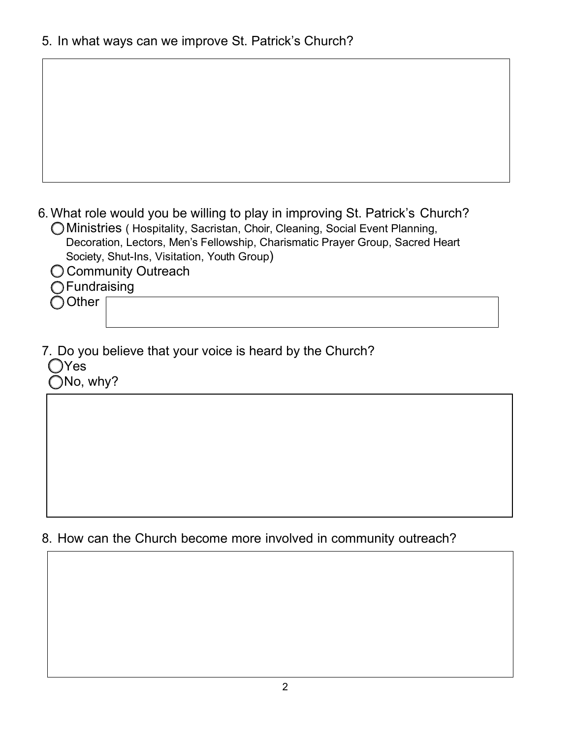5. In what ways can we improve St. Patrick's Church?

6. What role would you be willing to play in improving St. Patrick's Church?
   - ◯ Ministries ( Hospitality, Sacristan, Choir, Cleaning, Social Event Planning, Decoration, Lectors, Men's Fellowship, Charismatic Prayer Group, Sacred Heart Society, Shut-Ins, Visitation, Youth Group)
   - ◯ Community Outreach
   - ◯ Fundraising
   - ◯ Other

7. Do you believe that your voice is heard by the Church?
   - ◯ Yes
   - ◯ No, why?

8. How can the Church become more involved in community outreach?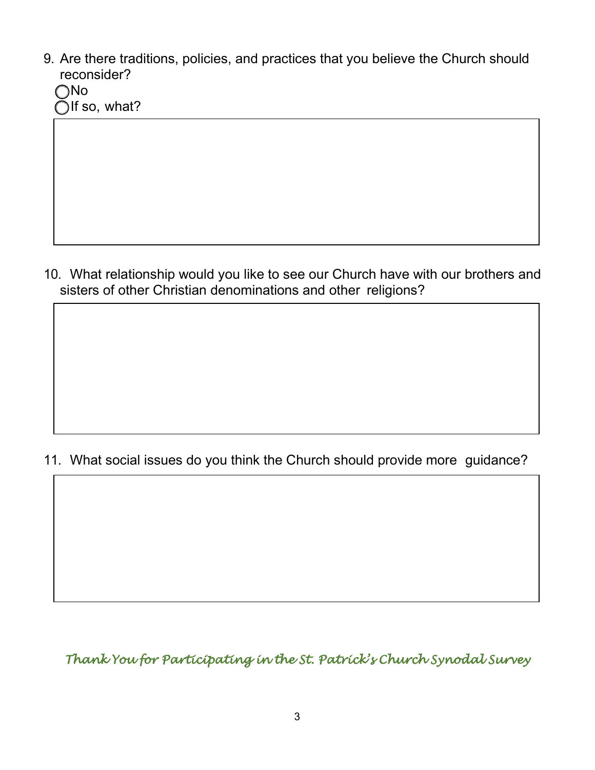9. Are there traditions, policies, and practices that you believe the Church should reconsider?

   ◯ No

   ◯ If so, what?

10. What relationship would you like to see our Church have with our brothers and sisters of other Christian denominations and other religions?

11. What social issues do you think the Church should provide more guidance?

*Thank You for Participating in the St. Patrick's Church Synodal Survey*